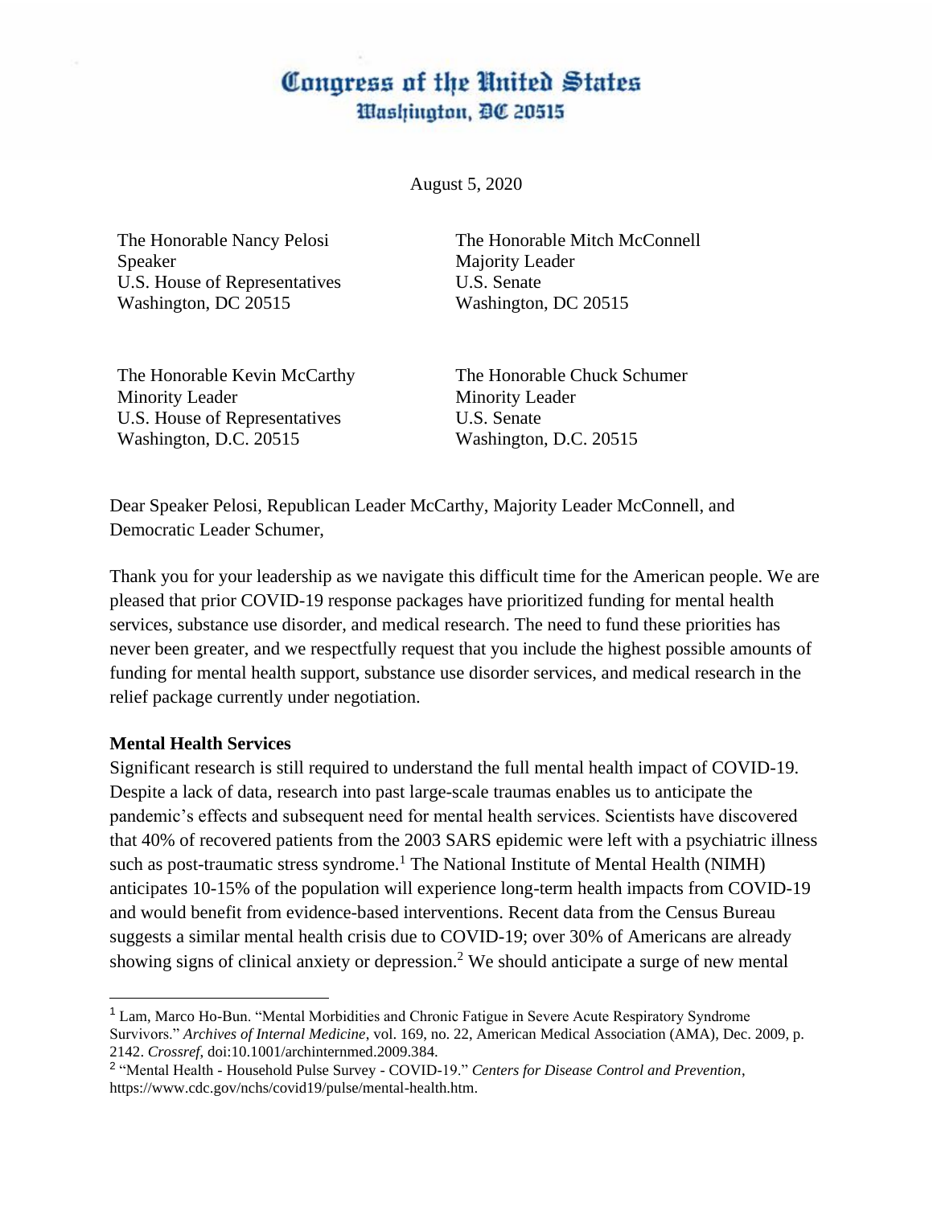# Congress of the United States
## Washington, DC 20515

August 5, 2020

The Honorable Nancy Pelosi
Speaker
U.S. House of Representatives
Washington, DC 20515

The Honorable Mitch McConnell
Majority Leader
U.S. Senate
Washington, DC 20515

The Honorable Kevin McCarthy
Minority Leader
U.S. House of Representatives
Washington, D.C. 20515

The Honorable Chuck Schumer
Minority Leader
U.S. Senate
Washington, D.C. 20515

Dear Speaker Pelosi, Republican Leader McCarthy, Majority Leader McConnell, and Democratic Leader Schumer,

Thank you for your leadership as we navigate this difficult time for the American people. We are pleased that prior COVID-19 response packages have prioritized funding for mental health services, substance use disorder, and medical research. The need to fund these priorities has never been greater, and we respectfully request that you include the highest possible amounts of funding for mental health support, substance use disorder services, and medical research in the relief package currently under negotiation.

**Mental Health Services**

Significant research is still required to understand the full mental health impact of COVID-19. Despite a lack of data, research into past large-scale traumas enables us to anticipate the pandemic's effects and subsequent need for mental health services. Scientists have discovered that 40% of recovered patients from the 2003 SARS epidemic were left with a psychiatric illness such as post-traumatic stress syndrome.[1] The National Institute of Mental Health (NIMH) anticipates 10-15% of the population will experience long-term health impacts from COVID-19 and would benefit from evidence-based interventions. Recent data from the Census Bureau suggests a similar mental health crisis due to COVID-19; over 30% of Americans are already showing signs of clinical anxiety or depression.[2] We should anticipate a surge of new mental

[1] Lam, Marco Ho-Bun. "Mental Morbidities and Chronic Fatigue in Severe Acute Respiratory Syndrome Survivors." *Archives of Internal Medicine*, vol. 169, no. 22, American Medical Association (AMA), Dec. 2009, p. 2142. *Crossref*, doi:10.1001/archinternmed.2009.384.

[2] "Mental Health - Household Pulse Survey - COVID-19." *Centers for Disease Control and Prevention*, https://www.cdc.gov/nchs/covid19/pulse/mental-health.htm.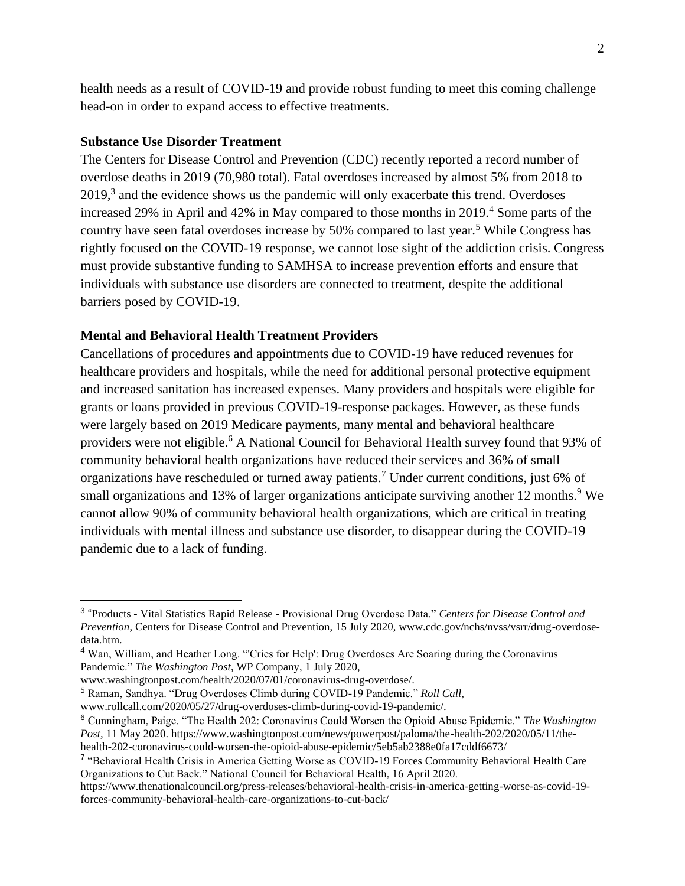health needs as a result of COVID-19 and provide robust funding to meet this coming challenge head-on in order to expand access to effective treatments.

**Substance Use Disorder Treatment**

The Centers for Disease Control and Prevention (CDC) recently reported a record number of overdose deaths in 2019 (70,980 total). Fatal overdoses increased by almost 5% from 2018 to 2019,[3] and the evidence shows us the pandemic will only exacerbate this trend. Overdoses increased 29% in April and 42% in May compared to those months in 2019.[4] Some parts of the country have seen fatal overdoses increase by 50% compared to last year.[5] While Congress has rightly focused on the COVID-19 response, we cannot lose sight of the addiction crisis. Congress must provide substantive funding to SAMHSA to increase prevention efforts and ensure that individuals with substance use disorders are connected to treatment, despite the additional barriers posed by COVID-19.

**Mental and Behavioral Health Treatment Providers**

Cancellations of procedures and appointments due to COVID-19 have reduced revenues for healthcare providers and hospitals, while the need for additional personal protective equipment and increased sanitation has increased expenses. Many providers and hospitals were eligible for grants or loans provided in previous COVID-19-response packages. However, as these funds were largely based on 2019 Medicare payments, many mental and behavioral healthcare providers were not eligible.[6] A National Council for Behavioral Health survey found that 93% of community behavioral health organizations have reduced their services and 36% of small organizations have rescheduled or turned away patients.[7] Under current conditions, just 6% of small organizations and 13% of larger organizations anticipate surviving another 12 months.[9] We cannot allow 90% of community behavioral health organizations, which are critical in treating individuals with mental illness and substance use disorder, to disappear during the COVID-19 pandemic due to a lack of funding.

---

[3] "Products - Vital Statistics Rapid Release - Provisional Drug Overdose Data." *Centers for Disease Control and Prevention*, Centers for Disease Control and Prevention, 15 July 2020, www.cdc.gov/nchs/nvss/vsrr/drug-overdose-data.htm.

[4] Wan, William, and Heather Long. "'Cries for Help': Drug Overdoses Are Soaring during the Coronavirus Pandemic." *The Washington Post*, WP Company, 1 July 2020, www.washingtonpost.com/health/2020/07/01/coronavirus-drug-overdose/.

[5] Raman, Sandhya. "Drug Overdoses Climb during COVID-19 Pandemic." *Roll Call*, www.rollcall.com/2020/05/27/drug-overdoses-climb-during-covid-19-pandemic/.

[6] Cunningham, Paige. "The Health 202: Coronavirus Could Worsen the Opioid Abuse Epidemic." *The Washington Post*, 11 May 2020. https://www.washingtonpost.com/news/powerpost/paloma/the-health-202/2020/05/11/the-health-202-coronavirus-could-worsen-the-opioid-abuse-epidemic/5eb5ab2388e0fa17cddf6673/

[7] "Behavioral Health Crisis in America Getting Worse as COVID-19 Forces Community Behavioral Health Care Organizations to Cut Back." National Council for Behavioral Health, 16 April 2020. https://www.thenationalcouncil.org/press-releases/behavioral-health-crisis-in-america-getting-worse-as-covid-19-forces-community-behavioral-health-care-organizations-to-cut-back/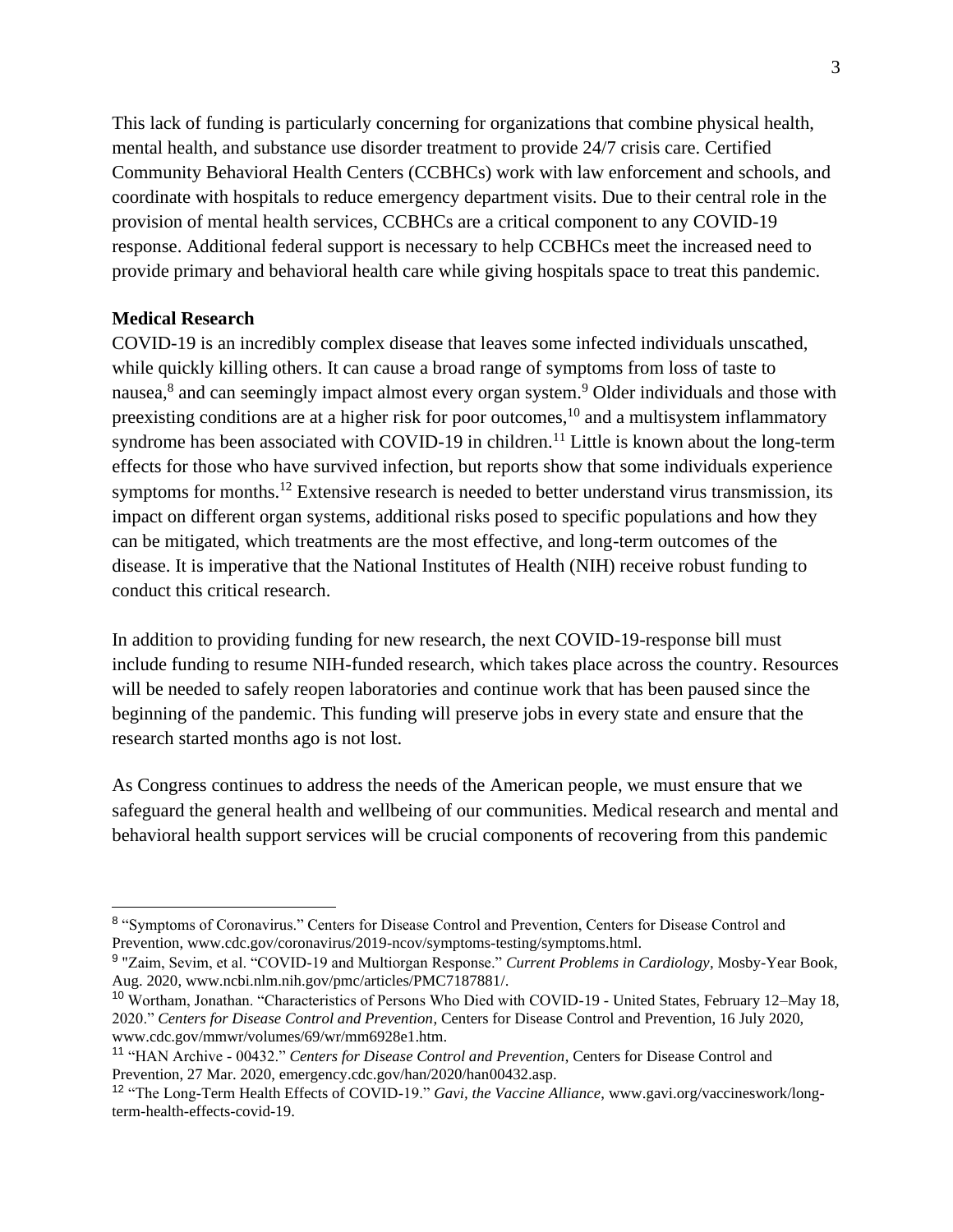This lack of funding is particularly concerning for organizations that combine physical health, mental health, and substance use disorder treatment to provide 24/7 crisis care. Certified Community Behavioral Health Centers (CCBHCs) work with law enforcement and schools, and coordinate with hospitals to reduce emergency department visits. Due to their central role in the provision of mental health services, CCBHCs are a critical component to any COVID-19 response. Additional federal support is necessary to help CCBHCs meet the increased need to provide primary and behavioral health care while giving hospitals space to treat this pandemic.

**Medical Research**

COVID-19 is an incredibly complex disease that leaves some infected individuals unscathed, while quickly killing others. It can cause a broad range of symptoms from loss of taste to nausea,[8] and can seemingly impact almost every organ system.[9] Older individuals and those with preexisting conditions are at a higher risk for poor outcomes,[10] and a multisystem inflammatory syndrome has been associated with COVID-19 in children.[11] Little is known about the long-term effects for those who have survived infection, but reports show that some individuals experience symptoms for months.[12] Extensive research is needed to better understand virus transmission, its impact on different organ systems, additional risks posed to specific populations and how they can be mitigated, which treatments are the most effective, and long-term outcomes of the disease. It is imperative that the National Institutes of Health (NIH) receive robust funding to conduct this critical research.

In addition to providing funding for new research, the next COVID-19-response bill must include funding to resume NIH-funded research, which takes place across the country. Resources will be needed to safely reopen laboratories and continue work that has been paused since the beginning of the pandemic. This funding will preserve jobs in every state and ensure that the research started months ago is not lost.

As Congress continues to address the needs of the American people, we must ensure that we safeguard the general health and wellbeing of our communities. Medical research and mental and behavioral health support services will be crucial components of recovering from this pandemic

---

[8] "Symptoms of Coronavirus." Centers for Disease Control and Prevention, Centers for Disease Control and Prevention, www.cdc.gov/coronavirus/2019-ncov/symptoms-testing/symptoms.html.

[9] "Zaim, Sevim, et al. "COVID-19 and Multiorgan Response." *Current Problems in Cardiology*, Mosby-Year Book, Aug. 2020, www.ncbi.nlm.nih.gov/pmc/articles/PMC7187881/.

[10] Wortham, Jonathan. "Characteristics of Persons Who Died with COVID-19 - United States, February 12–May 18, 2020." *Centers for Disease Control and Prevention*, Centers for Disease Control and Prevention, 16 July 2020, www.cdc.gov/mmwr/volumes/69/wr/mm6928e1.htm.

[11] "HAN Archive - 00432." *Centers for Disease Control and Prevention*, Centers for Disease Control and Prevention, 27 Mar. 2020, emergency.cdc.gov/han/2020/han00432.asp.

[12] "The Long-Term Health Effects of COVID-19." *Gavi, the Vaccine Alliance*, www.gavi.org/vaccineswork/long-term-health-effects-covid-19.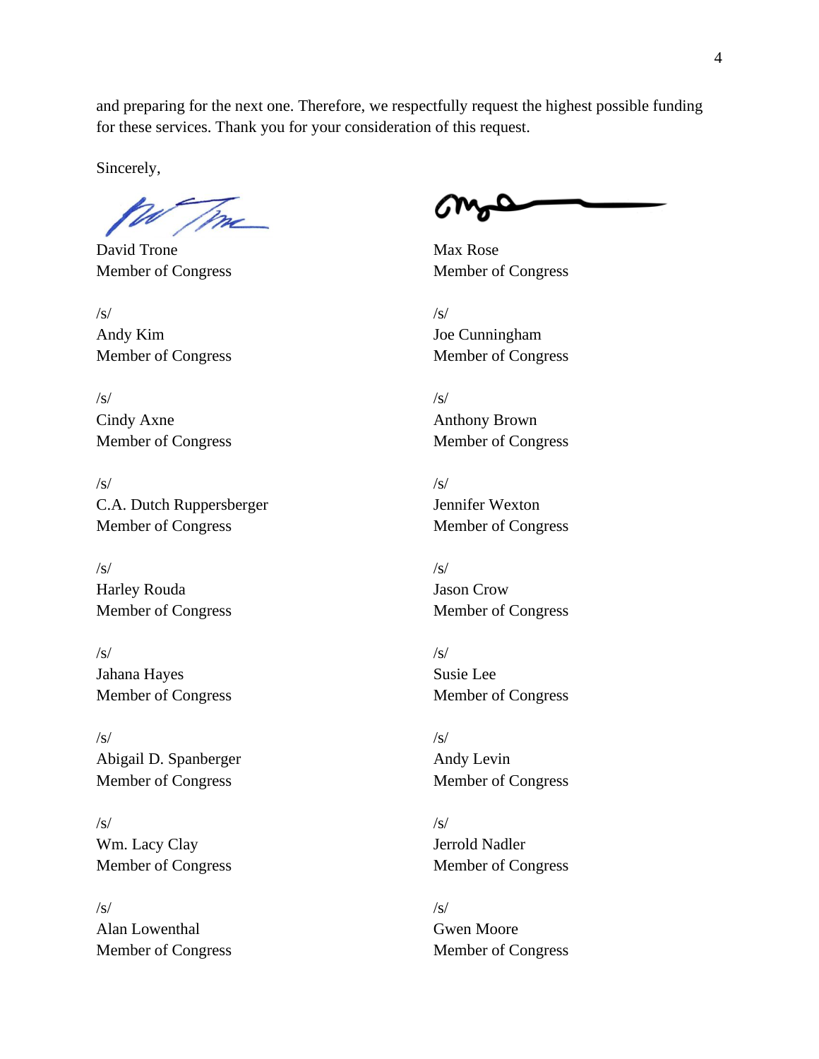and preparing for the next one. Therefore, we respectfully request the highest possible funding for these services. Thank you for your consideration of this request.

Sincerely,

David Trone
Member of Congress

Max Rose
Member of Congress

/s/
Andy Kim
Member of Congress

/s/
Joe Cunningham
Member of Congress

/s/
Cindy Axne
Member of Congress

/s/
Anthony Brown
Member of Congress

/s/
C.A. Dutch Ruppersberger
Member of Congress

/s/
Jennifer Wexton
Member of Congress

/s/
Harley Rouda
Member of Congress

/s/
Jason Crow
Member of Congress

/s/
Jahana Hayes
Member of Congress

/s/
Susie Lee
Member of Congress

/s/
Abigail D. Spanberger
Member of Congress

/s/
Andy Levin
Member of Congress

/s/
Wm. Lacy Clay
Member of Congress

/s/
Jerrold Nadler
Member of Congress

/s/
Alan Lowenthal
Member of Congress

/s/
Gwen Moore
Member of Congress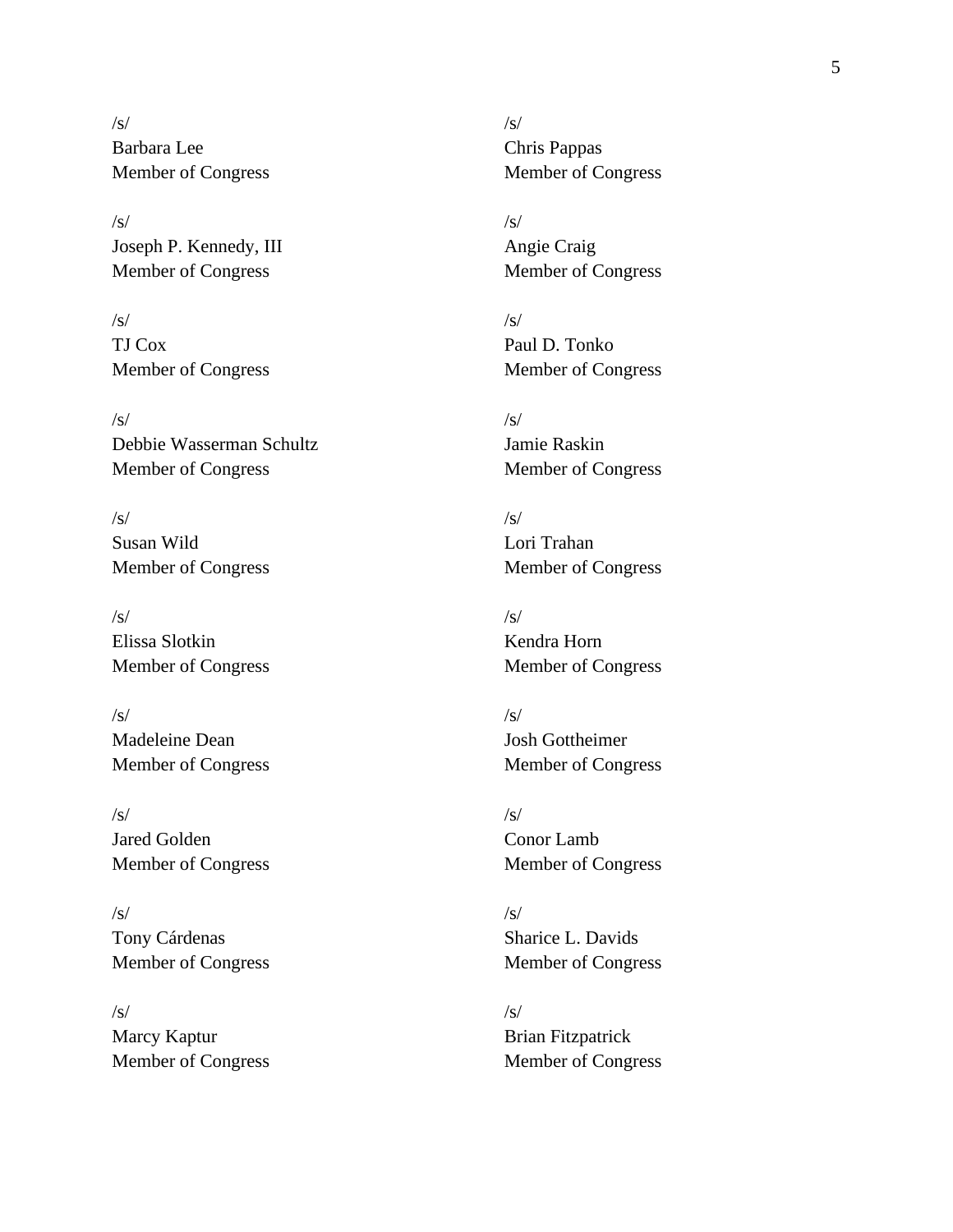/s/
Barbara Lee
Member of Congress

/s/
Chris Pappas
Member of Congress

/s/
Joseph P. Kennedy, III
Member of Congress

/s/
Angie Craig
Member of Congress

/s/
TJ Cox
Member of Congress

/s/
Paul D. Tonko
Member of Congress

/s/
Debbie Wasserman Schultz
Member of Congress

/s/
Jamie Raskin
Member of Congress

/s/
Susan Wild
Member of Congress

/s/
Lori Trahan
Member of Congress

/s/
Elissa Slotkin
Member of Congress

/s/
Kendra Horn
Member of Congress

/s/
Madeleine Dean
Member of Congress

/s/
Josh Gottheimer
Member of Congress

/s/
Jared Golden
Member of Congress

/s/
Conor Lamb
Member of Congress

/s/
Tony Cárdenas
Member of Congress

/s/
Sharice L. Davids
Member of Congress

/s/
Marcy Kaptur
Member of Congress

/s/
Brian Fitzpatrick
Member of Congress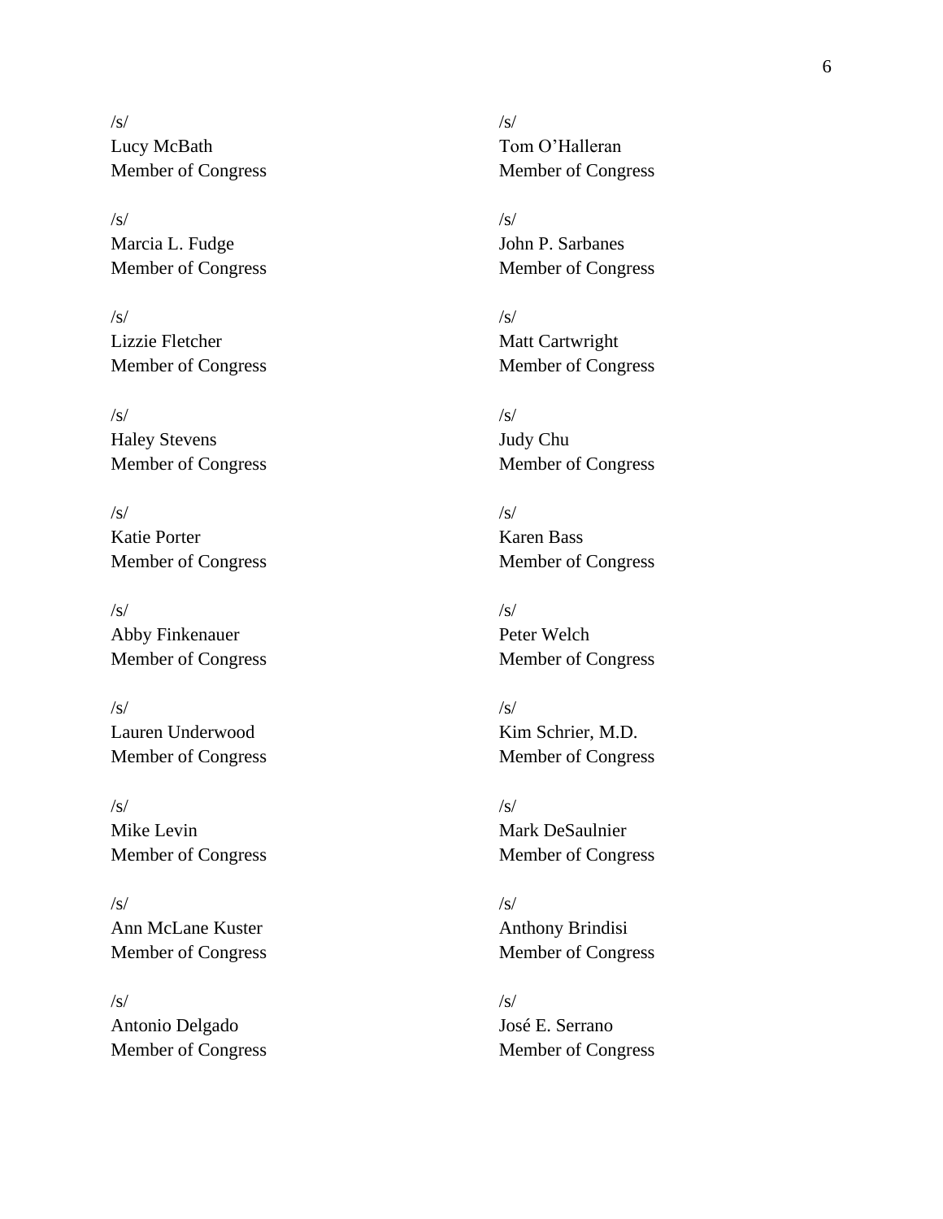/s/
Lucy McBath
Member of Congress

/s/
Marcia L. Fudge
Member of Congress

/s/
Lizzie Fletcher
Member of Congress

/s/
Haley Stevens
Member of Congress

/s/
Katie Porter
Member of Congress

/s/
Abby Finkenauer
Member of Congress

/s/
Lauren Underwood
Member of Congress

/s/
Mike Levin
Member of Congress

/s/
Ann McLane Kuster
Member of Congress

/s/
Antonio Delgado
Member of Congress

/s/
Tom O'Halleran
Member of Congress

/s/
John P. Sarbanes
Member of Congress

/s/
Matt Cartwright
Member of Congress

/s/
Judy Chu
Member of Congress

/s/
Karen Bass
Member of Congress

/s/
Peter Welch
Member of Congress

/s/
Kim Schrier, M.D.
Member of Congress

/s/
Mark DeSaulnier
Member of Congress

/s/
Anthony Brindisi
Member of Congress

/s/
José E. Serrano
Member of Congress